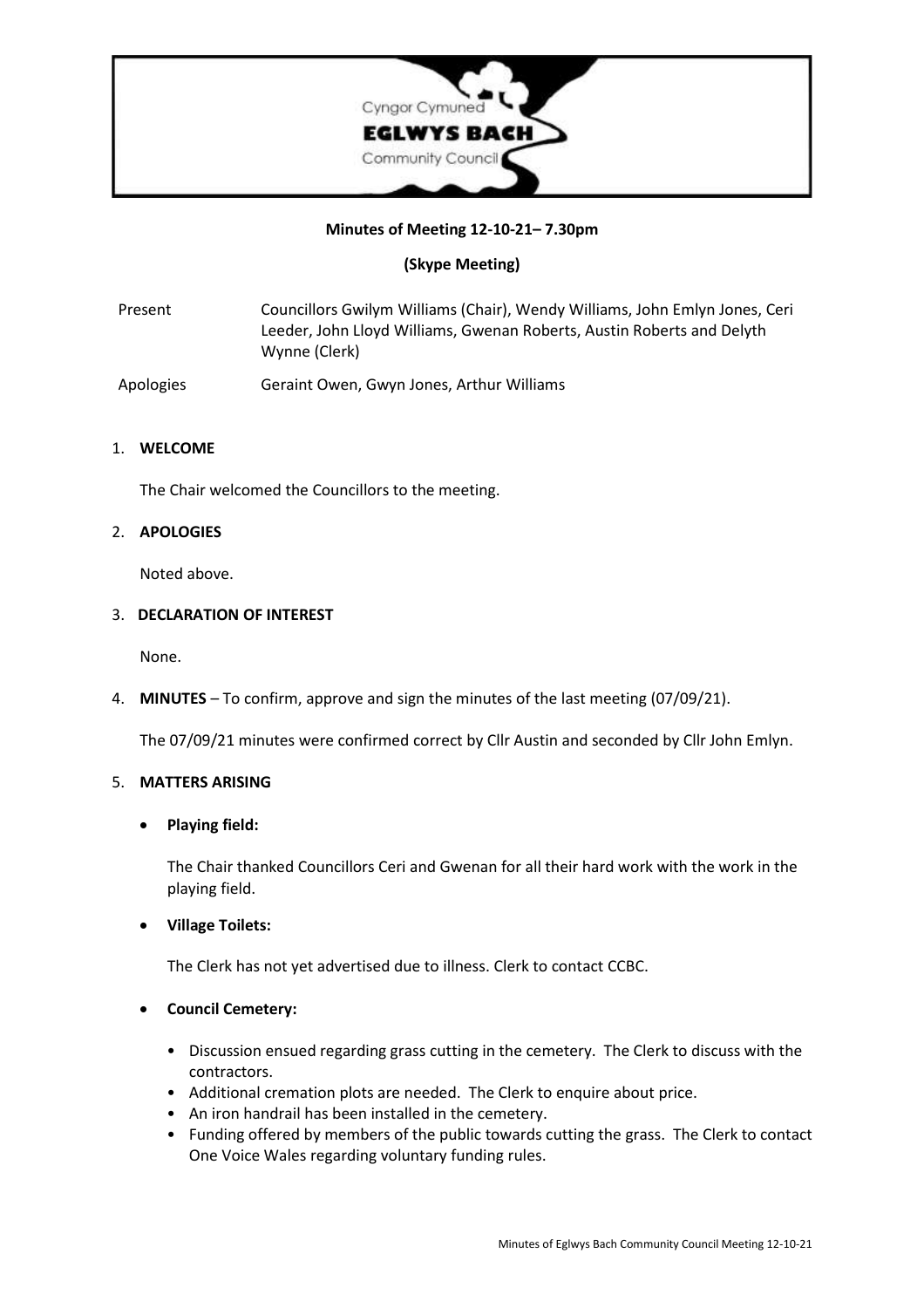Cyngor Cymuned
**EGLWYS BACH**
Community Council

**Minutes of Meeting 12-10-21– 7.30pm**

**(Skype Meeting)**

| | |
|---|---|
| Present | Councillors Gwilym Williams (Chair), Wendy Williams, John Emlyn Jones, Ceri Leeder, John Lloyd Williams, Gwenan Roberts, Austin Roberts and Delyth Wynne (Clerk) |
| Apologies | Geraint Owen, Gwyn Jones, Arthur Williams |

1. **WELCOME**

   The Chair welcomed the Councillors to the meeting.

2. **APOLOGIES**

   Noted above.

3. **DECLARATION OF INTEREST**

   None.

4. **MINUTES** – To confirm, approve and sign the minutes of the last meeting (07/09/21).

   The 07/09/21 minutes were confirmed correct by Cllr Austin and seconded by Cllr John Emlyn.

5. **MATTERS ARISING**

   - **Playing field:**

     The Chair thanked Councillors Ceri and Gwenan for all their hard work with the work in the playing field.

   - **Village Toilets:**

     The Clerk has not yet advertised due to illness. Clerk to contact CCBC.

   - **Council Cemetery:**

     - Discussion ensued regarding grass cutting in the cemetery. The Clerk to discuss with the contractors.
     - Additional cremation plots are needed. The Clerk to enquire about price.
     - An iron handrail has been installed in the cemetery.
     - Funding offered by members of the public towards cutting the grass. The Clerk to contact One Voice Wales regarding voluntary funding rules.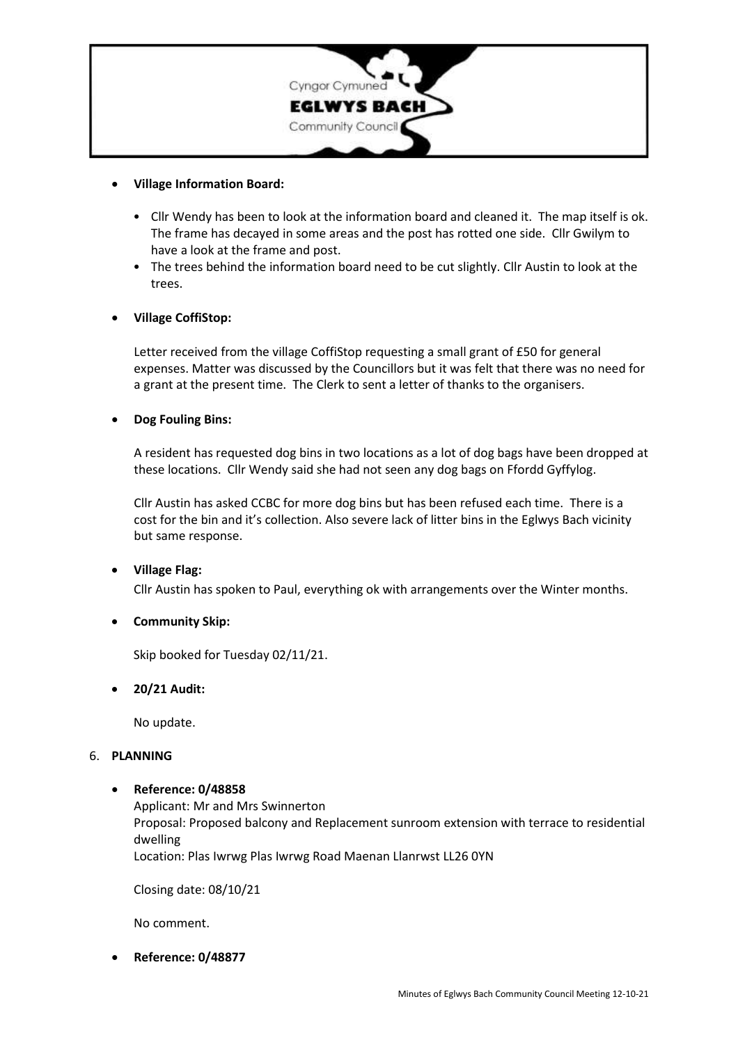- **Village Information Board:**

  - Cllr Wendy has been to look at the information board and cleaned it. The map itself is ok. The frame has decayed in some areas and the post has rotted one side. Cllr Gwilym to have a look at the frame and post.
  - The trees behind the information board need to be cut slightly. Cllr Austin to look at the trees.

- **Village CoffiStop:**

  Letter received from the village CoffiStop requesting a small grant of £50 for general expenses. Matter was discussed by the Councillors but it was felt that there was no need for a grant at the present time. The Clerk to sent a letter of thanks to the organisers.

- **Dog Fouling Bins:**

  A resident has requested dog bins in two locations as a lot of dog bags have been dropped at these locations. Cllr Wendy said she had not seen any dog bags on Ffordd Gyffylog.

  Cllr Austin has asked CCBC for more dog bins but has been refused each time. There is a cost for the bin and it's collection. Also severe lack of litter bins in the Eglwys Bach vicinity but same response.

- **Village Flag:**

  Cllr Austin has spoken to Paul, everything ok with arrangements over the Winter months.

- **Community Skip:**

  Skip booked for Tuesday 02/11/21.

- **20/21 Audit:**

  No update.

6. **PLANNING**

- **Reference: 0/48858**

  Applicant: Mr and Mrs Swinnerton
  Proposal: Proposed balcony and Replacement sunroom extension with terrace to residential dwelling
  Location: Plas Iwrwg Plas Iwrwg Road Maenan Llanrwst LL26 0YN

  Closing date: 08/10/21

  No comment.

- **Reference: 0/48877**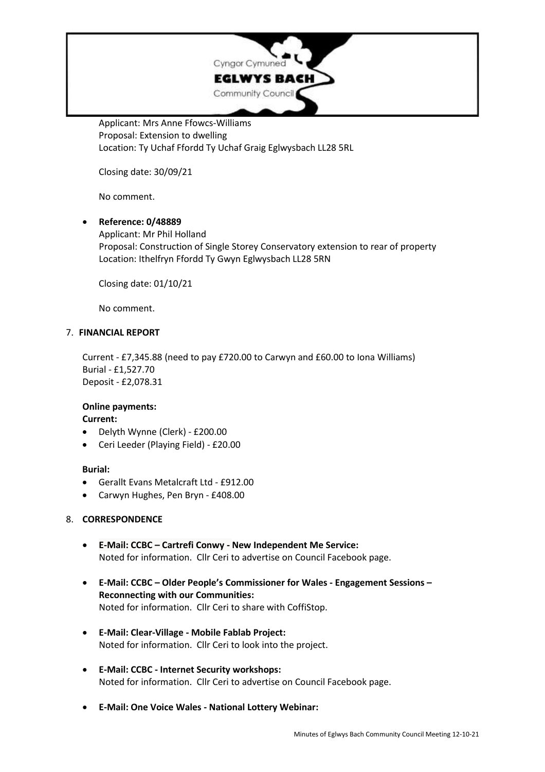Applicant: Mrs Anne Ffowcs-Williams
Proposal: Extension to dwelling
Location: Ty Uchaf Ffordd Ty Uchaf Graig Eglwysbach LL28 5RL

Closing date: 30/09/21

No comment.

- **Reference: 0/48889**
  Applicant: Mr Phil Holland
  Proposal: Construction of Single Storey Conservatory extension to rear of property
  Location: Ithelfryn Ffordd Ty Gwyn Eglwysbach LL28 5RN

  Closing date: 01/10/21

  No comment.

7. **FINANCIAL REPORT**

Current - £7,345.88 (need to pay £720.00 to Carwyn and £60.00 to Iona Williams)
Burial - £1,527.70
Deposit - £2,078.31

**Online payments:**
**Current:**

- Delyth Wynne (Clerk) - £200.00
- Ceri Leeder (Playing Field) - £20.00

**Burial:**

- Gerallt Evans Metalcraft Ltd - £912.00
- Carwyn Hughes, Pen Bryn - £408.00

8. **CORRESPONDENCE**

- **E-Mail: CCBC – Cartrefi Conwy - New Independent Me Service:**
  Noted for information. Cllr Ceri to advertise on Council Facebook page.

- **E-Mail: CCBC – Older People's Commissioner for Wales - Engagement Sessions – Reconnecting with our Communities:**
  Noted for information. Cllr Ceri to share with CoffiStop.

- **E-Mail: Clear-Village - Mobile Fablab Project:**
  Noted for information. Cllr Ceri to look into the project.

- **E-Mail: CCBC - Internet Security workshops:**
  Noted for information. Cllr Ceri to advertise on Council Facebook page.

- **E-Mail: One Voice Wales - National Lottery Webinar:**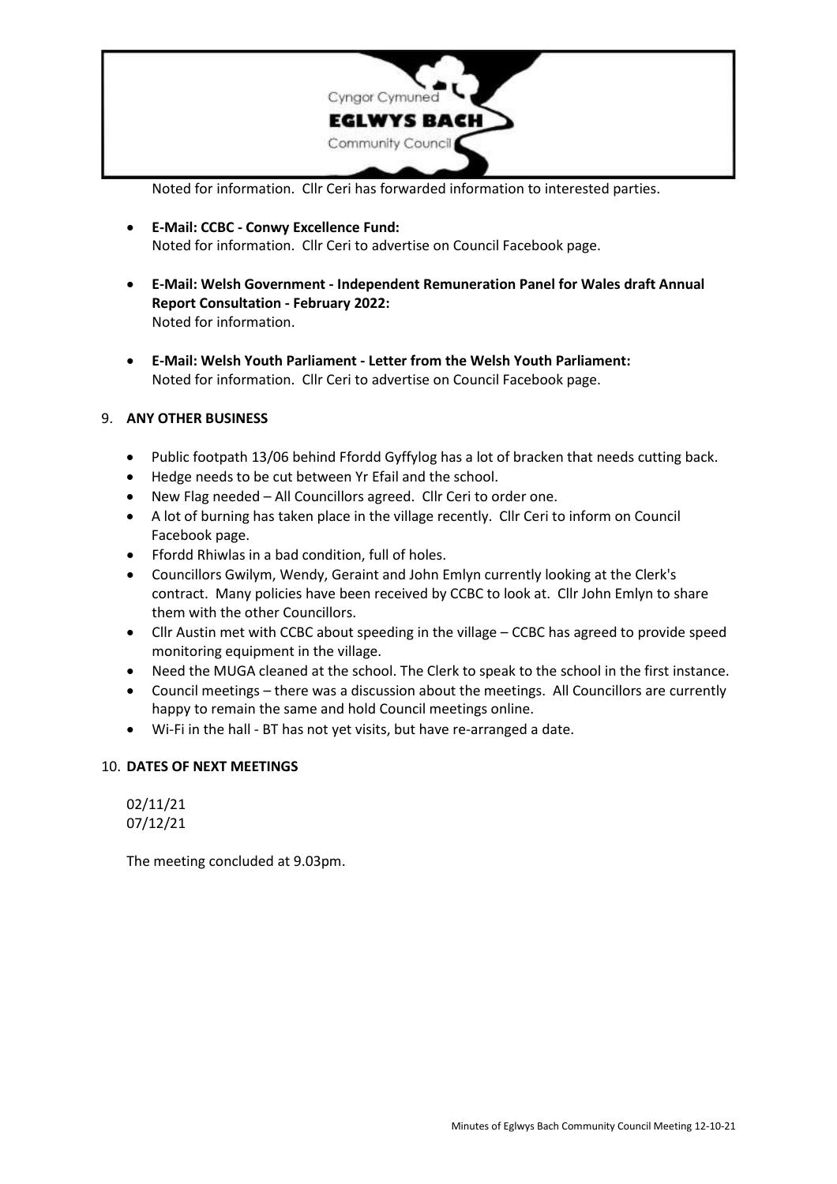Noted for information. Cllr Ceri has forwarded information to interested parties.

- **E-Mail: CCBC - Conwy Excellence Fund:**
  Noted for information. Cllr Ceri to advertise on Council Facebook page.

- **E-Mail: Welsh Government - Independent Remuneration Panel for Wales draft Annual Report Consultation - February 2022:**
  Noted for information.

- **E-Mail: Welsh Youth Parliament - Letter from the Welsh Youth Parliament:**
  Noted for information. Cllr Ceri to advertise on Council Facebook page.

## 9. ANY OTHER BUSINESS

- Public footpath 13/06 behind Ffordd Gyffylog has a lot of bracken that needs cutting back.
- Hedge needs to be cut between Yr Efail and the school.
- New Flag needed – All Councillors agreed. Cllr Ceri to order one.
- A lot of burning has taken place in the village recently. Cllr Ceri to inform on Council Facebook page.
- Ffordd Rhiwlas in a bad condition, full of holes.
- Councillors Gwilym, Wendy, Geraint and John Emlyn currently looking at the Clerk's contract. Many policies have been received by CCBC to look at. Cllr John Emlyn to share them with the other Councillors.
- Cllr Austin met with CCBC about speeding in the village – CCBC has agreed to provide speed monitoring equipment in the village.
- Need the MUGA cleaned at the school. The Clerk to speak to the school in the first instance.
- Council meetings – there was a discussion about the meetings. All Councillors are currently happy to remain the same and hold Council meetings online.
- Wi-Fi in the hall - BT has not yet visits, but have re-arranged a date.

## 10. DATES OF NEXT MEETINGS

02/11/21
07/12/21

The meeting concluded at 9.03pm.